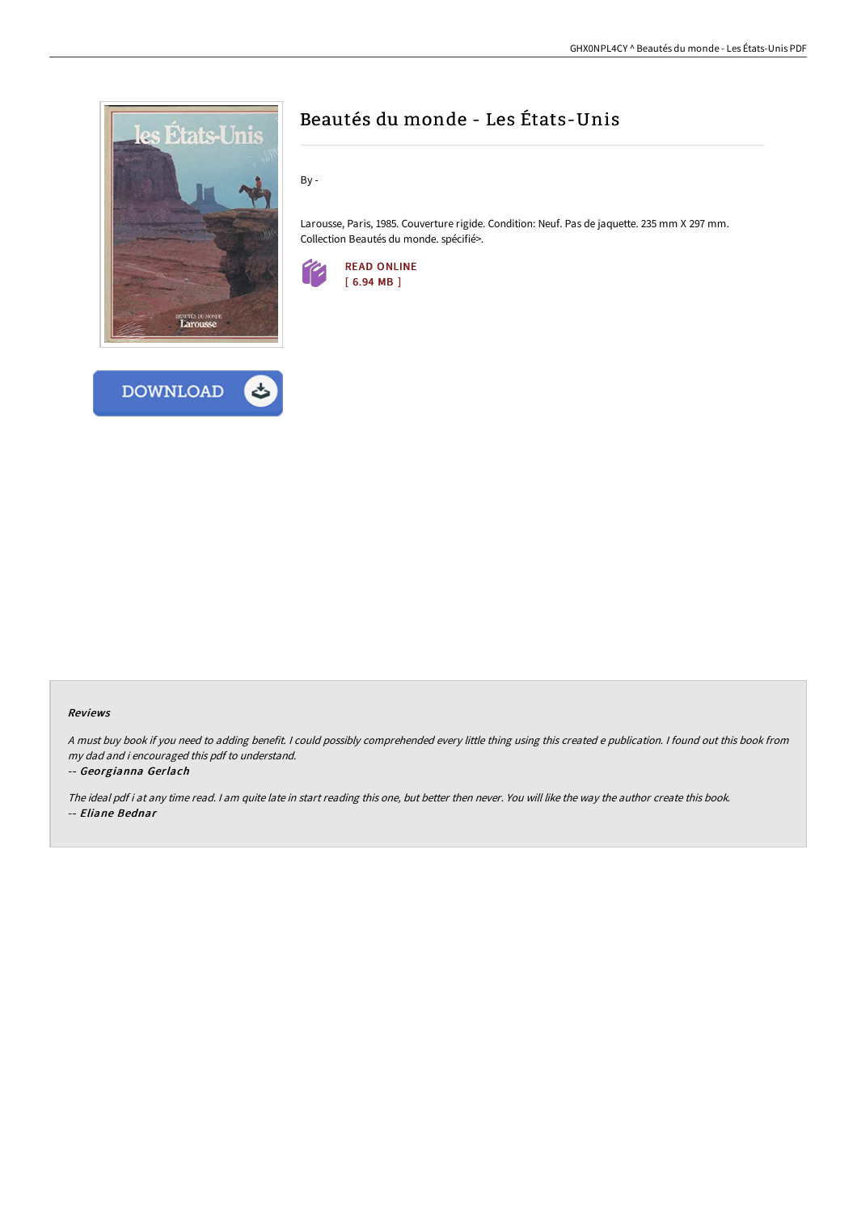# Beautés du monde - Les États-Unis

By -

Larousse, Paris, 1985. Couverture rigide. Condition: Neuf. Pas de jaquette. 235 mm X 297 mm. Collection Beautés du monde. spécifié>.

READ ONLINE
[ 6.94 MB ]

DOWNLOAD

### Reviews

*A must buy book if you need to adding benefit. I could possibly comprehended every little thing using this created e publication. I found out this book from my dad and i encouraged this pdf to understand.*

-- ***Georgianna Gerlach***

*The ideal pdf i at any time read. I am quite late in start reading this one, but better then never. You will like the way the author create this book.*

-- ***Eliane Bednar***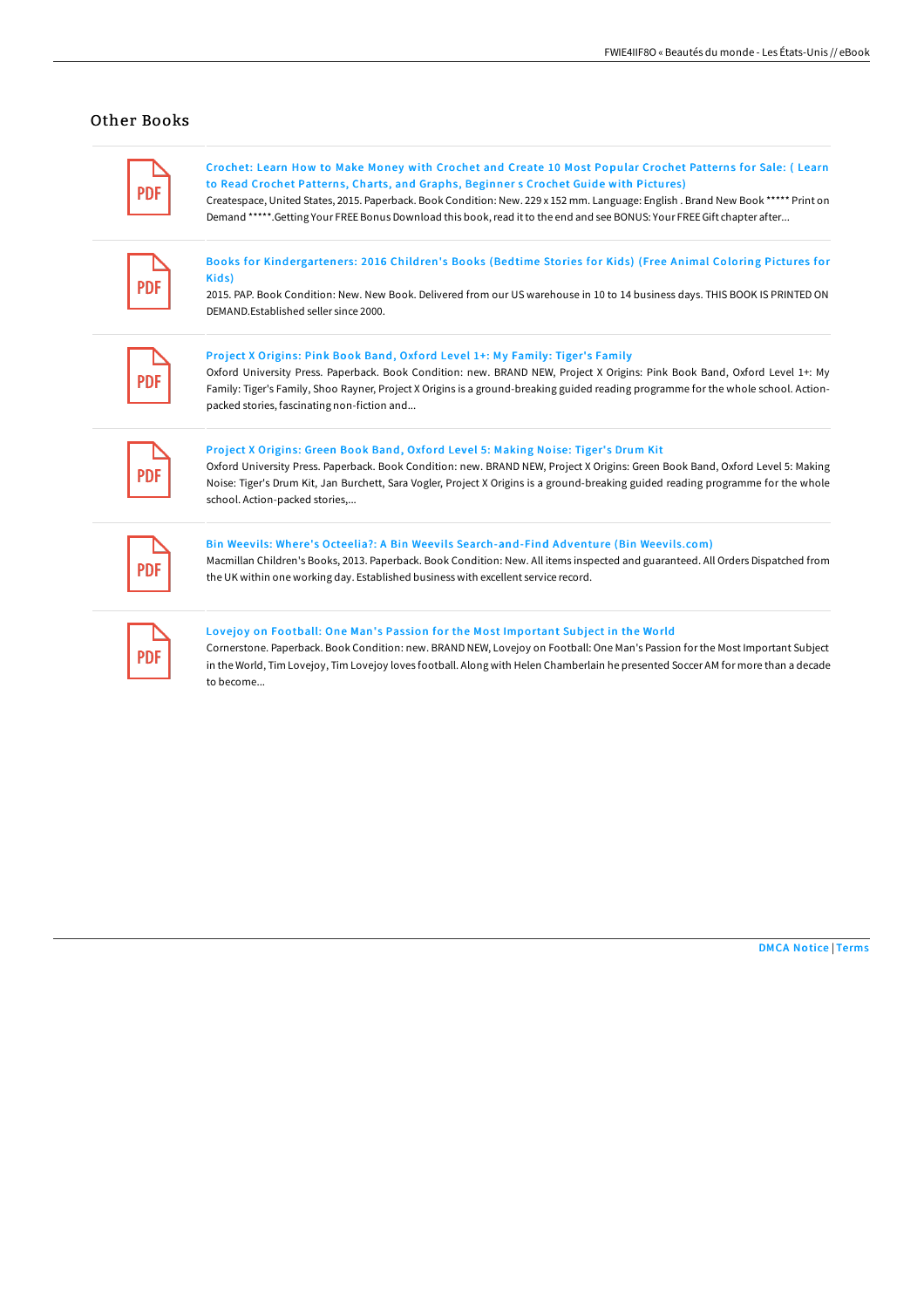## Other Books

PDF

**Crochet: Learn How to Make Money with Crochet and Create 10 Most Popular Crochet Patterns for Sale: ( Learn to Read Crochet Patterns, Charts, and Graphs, Beginner s Crochet Guide with Pictures)**

Createspace, United States, 2015. Paperback. Book Condition: New. 229 x 152 mm. Language: English . Brand New Book ***** Print on Demand *****.Getting Your FREE Bonus Download this book, read it to the end and see BONUS: Your FREE Gift chapter after...

PDF

**Books for Kindergarteners: 2016 Children's Books (Bedtime Stories for Kids) (Free Animal Coloring Pictures for Kids)**

2015. PAP. Book Condition: New. New Book. Delivered from our US warehouse in 10 to 14 business days. THIS BOOK IS PRINTED ON DEMAND.Established seller since 2000.

PDF

**Project X Origins: Pink Book Band, Oxford Level 1+: My Family: Tiger's Family**

Oxford University Press. Paperback. Book Condition: new. BRAND NEW, Project X Origins: Pink Book Band, Oxford Level 1+: My Family: Tiger's Family, Shoo Rayner, Project X Origins is a ground-breaking guided reading programme for the whole school. Action-packed stories, fascinating non-fiction and...

PDF

**Project X Origins: Green Book Band, Oxford Level 5: Making Noise: Tiger's Drum Kit**

Oxford University Press. Paperback. Book Condition: new. BRAND NEW, Project X Origins: Green Book Band, Oxford Level 5: Making Noise: Tiger's Drum Kit, Jan Burchett, Sara Vogler, Project X Origins is a ground-breaking guided reading programme for the whole school. Action-packed stories,...

PDF

**Bin Weevils: Where's Octeelia?: A Bin Weevils Search-and-Find Adventure (Bin Weevils.com)**

Macmillan Children's Books, 2013. Paperback. Book Condition: New. All items inspected and guaranteed. All Orders Dispatched from the UK within one working day. Established business with excellent service record.

PDF

**Lovejoy on Football: One Man's Passion for the Most Important Subject in the World**

Cornerstone. Paperback. Book Condition: new. BRAND NEW, Lovejoy on Football: One Man's Passion for the Most Important Subject in the World, Tim Lovejoy, Tim Lovejoy loves football. Along with Helen Chamberlain he presented Soccer AM for more than a decade to become...

DMCA Notice | Terms